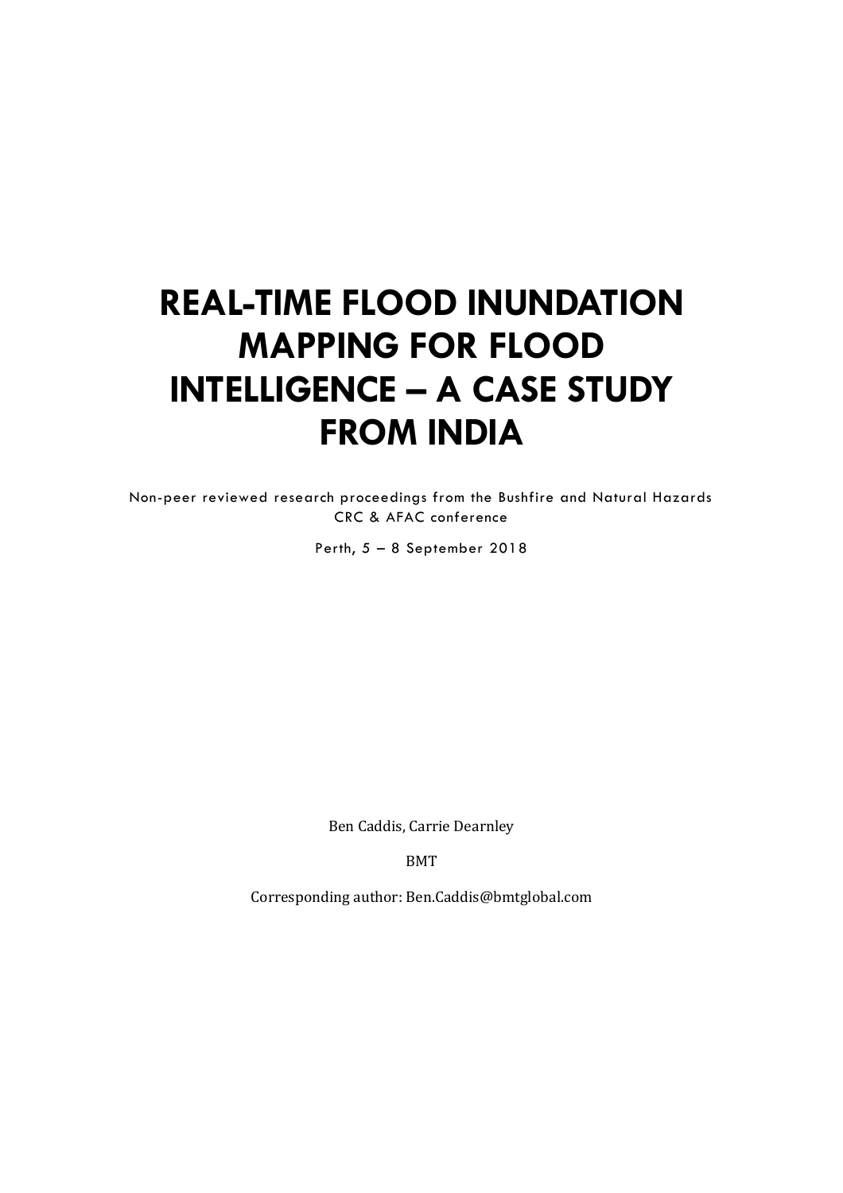# REAL-TIME FLOOD INUNDATION MAPPING FOR FLOOD INTELLIGENCE – A CASE STUDY FROM INDIA

Non-peer reviewed research proceedings from the Bushfire and Natural Hazards CRC & AFAC conference

Perth, 5 – 8 September 2018

Ben Caddis, Carrie Dearnley

BMT

Corresponding author: Ben.Caddis@bmtglobal.com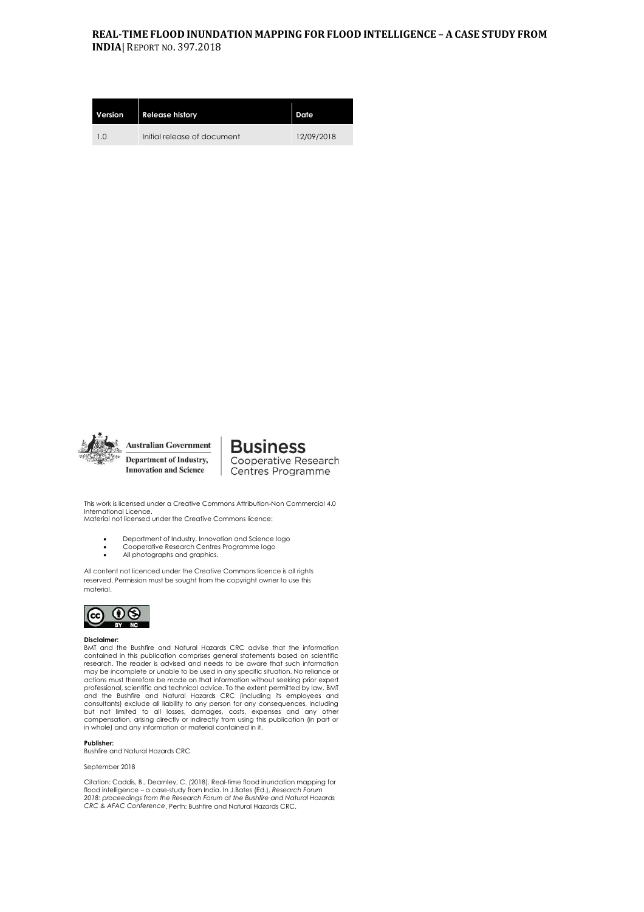| Version | Release history | Date |
| --- | --- | --- |
| 1.0 | Initial release of document | 12/09/2018 |

Australian Government
Department of Industry, Innovation and Science

Business
Cooperative Research Centres Programme

This work is licensed under a Creative Commons Attribution-Non Commercial 4.0 International Licence.
Material not licensed under the Creative Commons licence:

- Department of Industry, Innovation and Science logo
- Cooperative Research Centres Programme logo
- All photographs and graphics.

All content not licenced under the Creative Commons licence is all rights reserved. Permission must be sought from the copyright owner to use this material.

**Disclaimer:**
BMT and the Bushfire and Natural Hazards CRC advise that the information contained in this publication comprises general statements based on scientific research. The reader is advised and needs to be aware that such information may be incomplete or unable to be used in any specific situation. No reliance or actions must therefore be made on that information without seeking prior expert professional, scientific and technical advice. To the extent permitted by law, BMT and the Bushfire and Natural Hazards CRC (including its employees and consultants) exclude all liability to any person for any consequences, including but not limited to all losses, damages, costs, expenses and any other compensation, arising directly or indirectly from using this publication (in part or in whole) and any information or material contained in it.

**Publisher:**
Bushfire and Natural Hazards CRC

September 2018

Citation: Caddis, B., Dearnley, C. (2018). Real-time flood inundation mapping for flood intelligence – a case-study from India. In J.Bates (Ed.), *Research Forum 2018: proceedings from the Research Forum at the Bushfire and Natural Hazards CRC & AFAC Conference*. Perth: Bushfire and Natural Hazards CRC.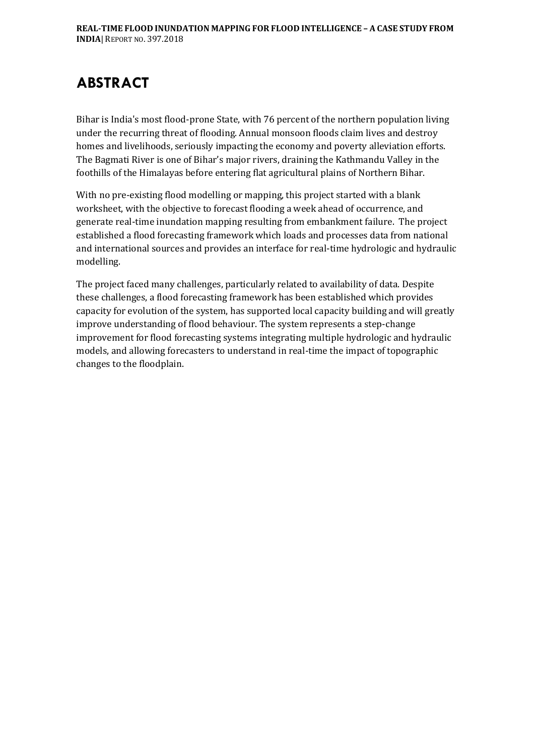# ABSTRACT

Bihar is India's most flood-prone State, with 76 percent of the northern population living under the recurring threat of flooding. Annual monsoon floods claim lives and destroy homes and livelihoods, seriously impacting the economy and poverty alleviation efforts. The Bagmati River is one of Bihar's major rivers, draining the Kathmandu Valley in the foothills of the Himalayas before entering flat agricultural plains of Northern Bihar.

With no pre-existing flood modelling or mapping, this project started with a blank worksheet, with the objective to forecast flooding a week ahead of occurrence, and generate real-time inundation mapping resulting from embankment failure. The project established a flood forecasting framework which loads and processes data from national and international sources and provides an interface for real-time hydrologic and hydraulic modelling.

The project faced many challenges, particularly related to availability of data. Despite these challenges, a flood forecasting framework has been established which provides capacity for evolution of the system, has supported local capacity building and will greatly improve understanding of flood behaviour. The system represents a step-change improvement for flood forecasting systems integrating multiple hydrologic and hydraulic models, and allowing forecasters to understand in real-time the impact of topographic changes to the floodplain.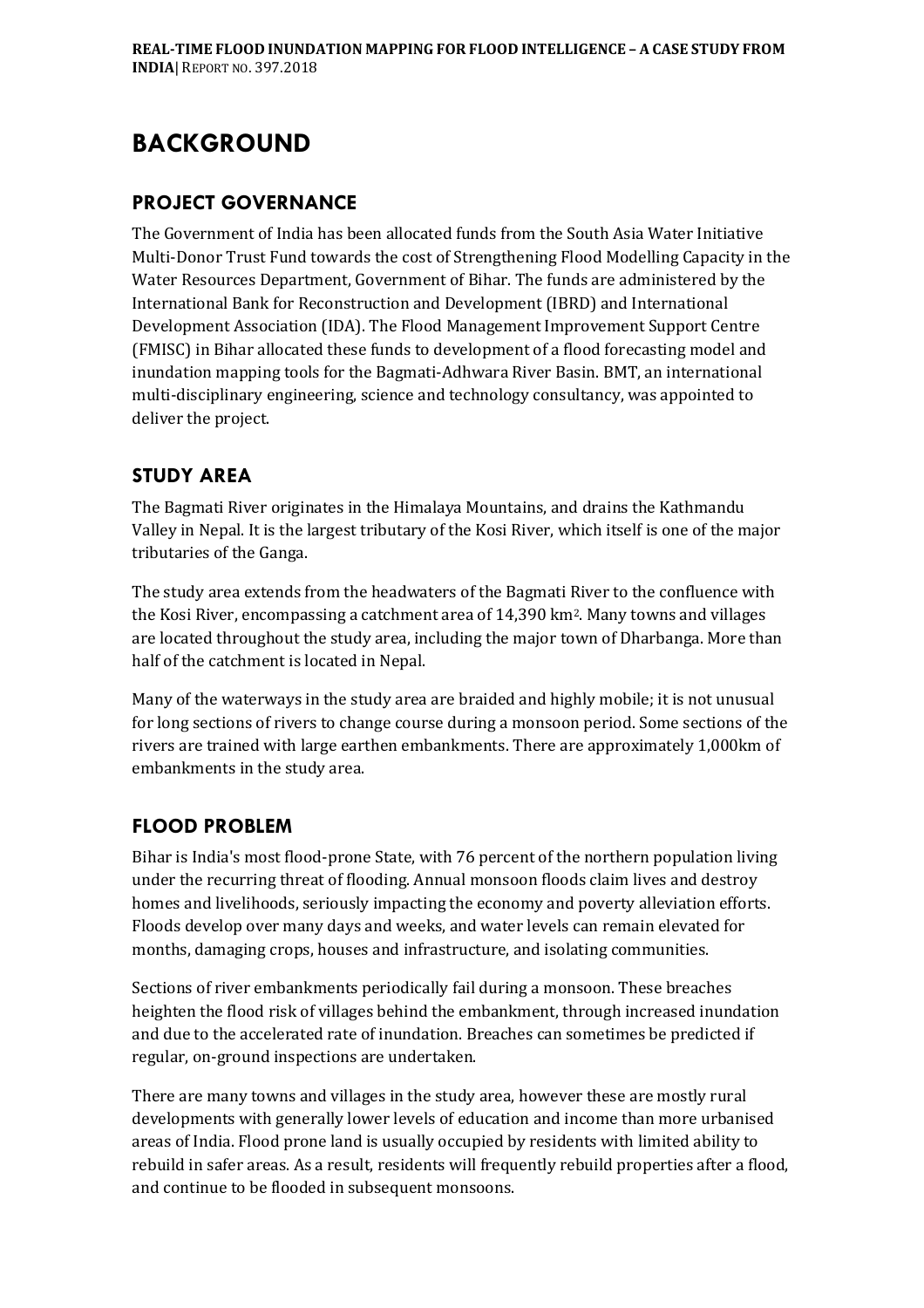# BACKGROUND

## PROJECT GOVERNANCE

The Government of India has been allocated funds from the South Asia Water Initiative Multi-Donor Trust Fund towards the cost of Strengthening Flood Modelling Capacity in the Water Resources Department, Government of Bihar. The funds are administered by the International Bank for Reconstruction and Development (IBRD) and International Development Association (IDA). The Flood Management Improvement Support Centre (FMISC) in Bihar allocated these funds to development of a flood forecasting model and inundation mapping tools for the Bagmati-Adhwara River Basin. BMT, an international multi-disciplinary engineering, science and technology consultancy, was appointed to deliver the project.

## STUDY AREA

The Bagmati River originates in the Himalaya Mountains, and drains the Kathmandu Valley in Nepal. It is the largest tributary of the Kosi River, which itself is one of the major tributaries of the Ganga.

The study area extends from the headwaters of the Bagmati River to the confluence with the Kosi River, encompassing a catchment area of 14,390 $km^2$. Many towns and villages are located throughout the study area, including the major town of Dharbanga. More than half of the catchment is located in Nepal.

Many of the waterways in the study area are braided and highly mobile; it is not unusual for long sections of rivers to change course during a monsoon period. Some sections of the rivers are trained with large earthen embankments. There are approximately 1,000km of embankments in the study area.

## FLOOD PROBLEM

Bihar is India's most flood-prone State, with 76 percent of the northern population living under the recurring threat of flooding. Annual monsoon floods claim lives and destroy homes and livelihoods, seriously impacting the economy and poverty alleviation efforts. Floods develop over many days and weeks, and water levels can remain elevated for months, damaging crops, houses and infrastructure, and isolating communities.

Sections of river embankments periodically fail during a monsoon. These breaches heighten the flood risk of villages behind the embankment, through increased inundation and due to the accelerated rate of inundation. Breaches can sometimes be predicted if regular, on-ground inspections are undertaken.

There are many towns and villages in the study area, however these are mostly rural developments with generally lower levels of education and income than more urbanised areas of India. Flood prone land is usually occupied by residents with limited ability to rebuild in safer areas. As a result, residents will frequently rebuild properties after a flood, and continue to be flooded in subsequent monsoons.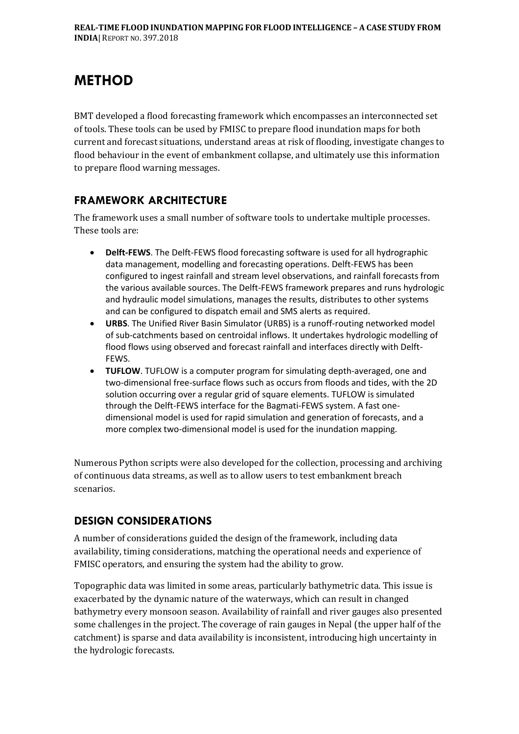# METHOD

BMT developed a flood forecasting framework which encompasses an interconnected set of tools. These tools can be used by FMISC to prepare flood inundation maps for both current and forecast situations, understand areas at risk of flooding, investigate changes to flood behaviour in the event of embankment collapse, and ultimately use this information to prepare flood warning messages.

## FRAMEWORK ARCHITECTURE

The framework uses a small number of software tools to undertake multiple processes. These tools are:

- **Delft-FEWS**. The Delft-FEWS flood forecasting software is used for all hydrographic data management, modelling and forecasting operations. Delft-FEWS has been configured to ingest rainfall and stream level observations, and rainfall forecasts from the various available sources. The Delft-FEWS framework prepares and runs hydrologic and hydraulic model simulations, manages the results, distributes to other systems and can be configured to dispatch email and SMS alerts as required.
- **URBS**. The Unified River Basin Simulator (URBS) is a runoff-routing networked model of sub-catchments based on centroidal inflows. It undertakes hydrologic modelling of flood flows using observed and forecast rainfall and interfaces directly with Delft-FEWS.
- **TUFLOW**. TUFLOW is a computer program for simulating depth-averaged, one and two-dimensional free-surface flows such as occurs from floods and tides, with the 2D solution occurring over a regular grid of square elements. TUFLOW is simulated through the Delft-FEWS interface for the Bagmati-FEWS system. A fast one-dimensional model is used for rapid simulation and generation of forecasts, and a more complex two-dimensional model is used for the inundation mapping.

Numerous Python scripts were also developed for the collection, processing and archiving of continuous data streams, as well as to allow users to test embankment breach scenarios.

## DESIGN CONSIDERATIONS

A number of considerations guided the design of the framework, including data availability, timing considerations, matching the operational needs and experience of FMISC operators, and ensuring the system had the ability to grow.

Topographic data was limited in some areas, particularly bathymetric data. This issue is exacerbated by the dynamic nature of the waterways, which can result in changed bathymetry every monsoon season. Availability of rainfall and river gauges also presented some challenges in the project. The coverage of rain gauges in Nepal (the upper half of the catchment) is sparse and data availability is inconsistent, introducing high uncertainty in the hydrologic forecasts.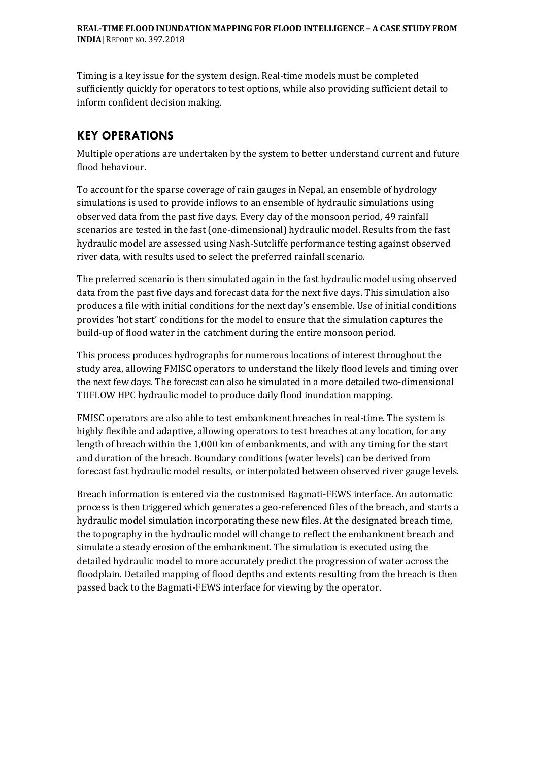Timing is a key issue for the system design. Real-time models must be completed sufficiently quickly for operators to test options, while also providing sufficient detail to inform confident decision making.

## KEY OPERATIONS

Multiple operations are undertaken by the system to better understand current and future flood behaviour.

To account for the sparse coverage of rain gauges in Nepal, an ensemble of hydrology simulations is used to provide inflows to an ensemble of hydraulic simulations using observed data from the past five days. Every day of the monsoon period, 49 rainfall scenarios are tested in the fast (one-dimensional) hydraulic model. Results from the fast hydraulic model are assessed using Nash-Sutcliffe performance testing against observed river data, with results used to select the preferred rainfall scenario.

The preferred scenario is then simulated again in the fast hydraulic model using observed data from the past five days and forecast data for the next five days. This simulation also produces a file with initial conditions for the next day's ensemble. Use of initial conditions provides 'hot start' conditions for the model to ensure that the simulation captures the build-up of flood water in the catchment during the entire monsoon period.

This process produces hydrographs for numerous locations of interest throughout the study area, allowing FMISC operators to understand the likely flood levels and timing over the next few days. The forecast can also be simulated in a more detailed two-dimensional TUFLOW HPC hydraulic model to produce daily flood inundation mapping.

FMISC operators are also able to test embankment breaches in real-time. The system is highly flexible and adaptive, allowing operators to test breaches at any location, for any length of breach within the 1,000 km of embankments, and with any timing for the start and duration of the breach. Boundary conditions (water levels) can be derived from forecast fast hydraulic model results, or interpolated between observed river gauge levels.

Breach information is entered via the customised Bagmati-FEWS interface. An automatic process is then triggered which generates a geo-referenced files of the breach, and starts a hydraulic model simulation incorporating these new files. At the designated breach time, the topography in the hydraulic model will change to reflect the embankment breach and simulate a steady erosion of the embankment. The simulation is executed using the detailed hydraulic model to more accurately predict the progression of water across the floodplain. Detailed mapping of flood depths and extents resulting from the breach is then passed back to the Bagmati-FEWS interface for viewing by the operator.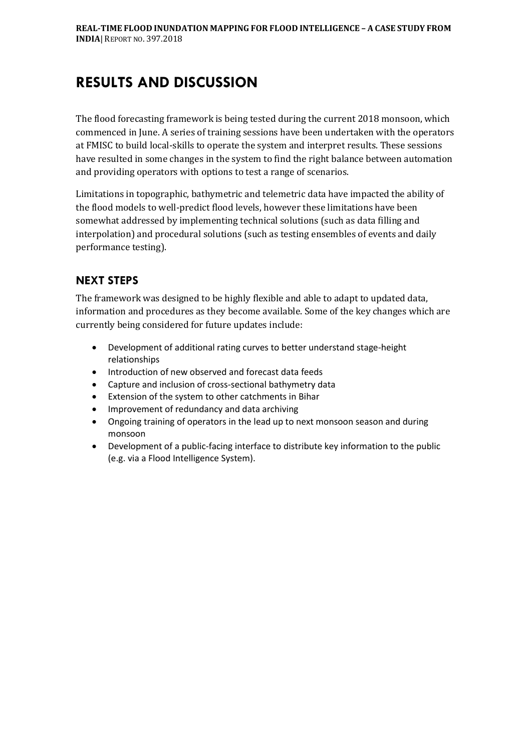# RESULTS AND DISCUSSION

The flood forecasting framework is being tested during the current 2018 monsoon, which commenced in June. A series of training sessions have been undertaken with the operators at FMISC to build local-skills to operate the system and interpret results. These sessions have resulted in some changes in the system to find the right balance between automation and providing operators with options to test a range of scenarios.

Limitations in topographic, bathymetric and telemetric data have impacted the ability of the flood models to well-predict flood levels, however these limitations have been somewhat addressed by implementing technical solutions (such as data filling and interpolation) and procedural solutions (such as testing ensembles of events and daily performance testing).

## NEXT STEPS

The framework was designed to be highly flexible and able to adapt to updated data, information and procedures as they become available. Some of the key changes which are currently being considered for future updates include:

- Development of additional rating curves to better understand stage-height relationships
- Introduction of new observed and forecast data feeds
- Capture and inclusion of cross-sectional bathymetry data
- Extension of the system to other catchments in Bihar
- Improvement of redundancy and data archiving
- Ongoing training of operators in the lead up to next monsoon season and during monsoon
- Development of a public-facing interface to distribute key information to the public (e.g. via a Flood Intelligence System).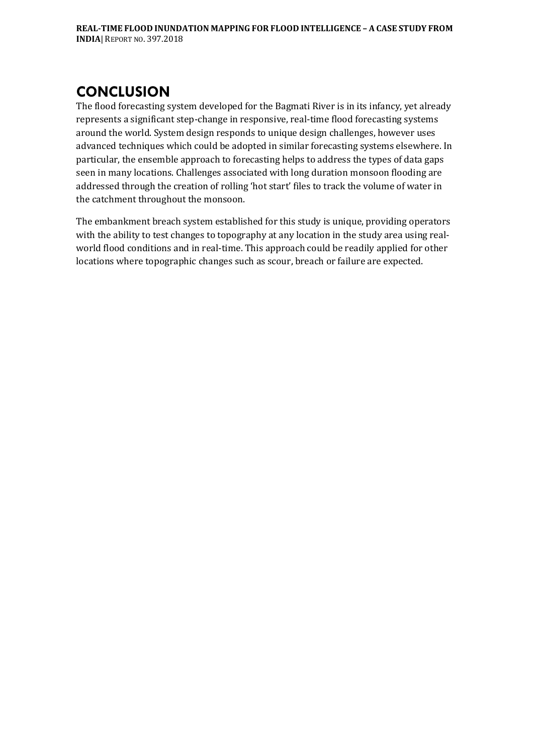# CONCLUSION

The flood forecasting system developed for the Bagmati River is in its infancy, yet already represents a significant step-change in responsive, real-time flood forecasting systems around the world. System design responds to unique design challenges, however uses advanced techniques which could be adopted in similar forecasting systems elsewhere. In particular, the ensemble approach to forecasting helps to address the types of data gaps seen in many locations. Challenges associated with long duration monsoon flooding are addressed through the creation of rolling 'hot start' files to track the volume of water in the catchment throughout the monsoon.

The embankment breach system established for this study is unique, providing operators with the ability to test changes to topography at any location in the study area using real-world flood conditions and in real-time. This approach could be readily applied for other locations where topographic changes such as scour, breach or failure are expected.